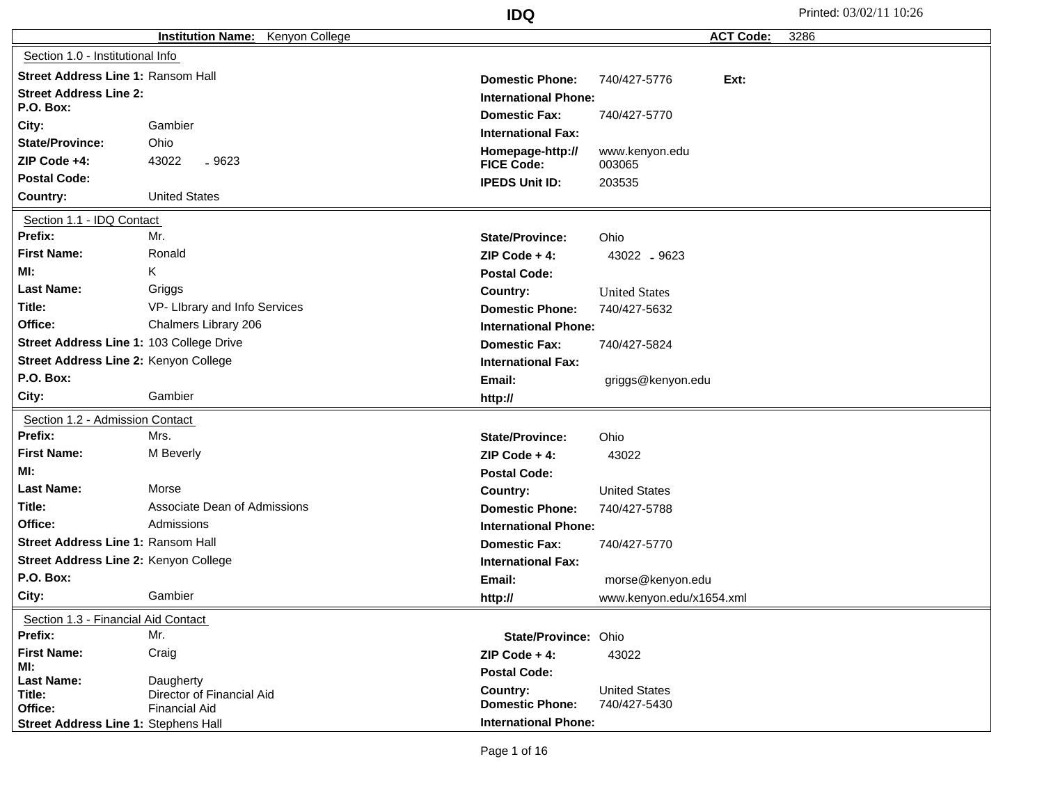# IDQ

Printed: 03/02/11 10:26

**Institution Name:** Kenyon College | **ACT Code:** 3286

## Section 1.0 - Institutional Info

| Field | Value | Field | Value |
|---|---|---|---|
| **Street Address Line 1:** | Ransom Hall | **Domestic Phone:** | 740/427-5776 **Ext:** |
| **Street Address Line 2:** | | **International Phone:** | |
| **P.O. Box:** | | **Domestic Fax:** | 740/427-5770 |
| **City:** | Gambier | **International Fax:** | |
| **State/Province:** | Ohio | **Homepage-http://** | www.kenyon.edu |
| **ZIP Code +4:** | 43022 - 9623 | **FICE Code:** | 003065 |
| **Postal Code:** | | **IPEDS Unit ID:** | 203535 |
| **Country:** | United States | | |

## Section 1.1 - IDQ Contact

| Field | Value | Field | Value |
|---|---|---|---|
| **Prefix:** | Mr. | **State/Province:** | Ohio |
| **First Name:** | Ronald | **ZIP Code + 4:** | 43022 - 9623 |
| **MI:** | K | **Postal Code:** | |
| **Last Name:** | Griggs | **Country:** | United States |
| **Title:** | VP- LIbrary and Info Services | **Domestic Phone:** | 740/427-5632 |
| **Office:** | Chalmers Library 206 | **International Phone:** | |
| **Street Address Line 1:** | 103 College Drive | **Domestic Fax:** | 740/427-5824 |
| **Street Address Line 2:** | Kenyon College | **International Fax:** | |
| **P.O. Box:** | | **Email:** | griggs@kenyon.edu |
| **City:** | Gambier | **http://** | |

## Section 1.2 - Admission Contact

| Field | Value | Field | Value |
|---|---|---|---|
| **Prefix:** | Mrs. | **State/Province:** | Ohio |
| **First Name:** | M Beverly | **ZIP Code + 4:** | 43022 |
| **MI:** | | **Postal Code:** | |
| **Last Name:** | Morse | **Country:** | United States |
| **Title:** | Associate Dean of Admissions | **Domestic Phone:** | 740/427-5788 |
| **Office:** | Admissions | **International Phone:** | |
| **Street Address Line 1:** | Ransom Hall | **Domestic Fax:** | 740/427-5770 |
| **Street Address Line 2:** | Kenyon College | **International Fax:** | |
| **P.O. Box:** | | **Email:** | morse@kenyon.edu |
| **City:** | Gambier | **http://** | www.kenyon.edu/x1654.xml |

## Section 1.3 - Financial Aid Contact

| Field | Value | Field | Value |
|---|---|---|---|
| **Prefix:** | Mr. | **State/Province:** | Ohio |
| **First Name:** | Craig | **ZIP Code + 4:** | 43022 |
| **MI:** | | **Postal Code:** | |
| **Last Name:** | Daugherty | **Country:** | United States |
| **Title:** | Director of Financial Aid | **Domestic Phone:** | 740/427-5430 |
| **Office:** | Financial Aid | **International Phone:** | |
| **Street Address Line 1:** | Stephens Hall | | |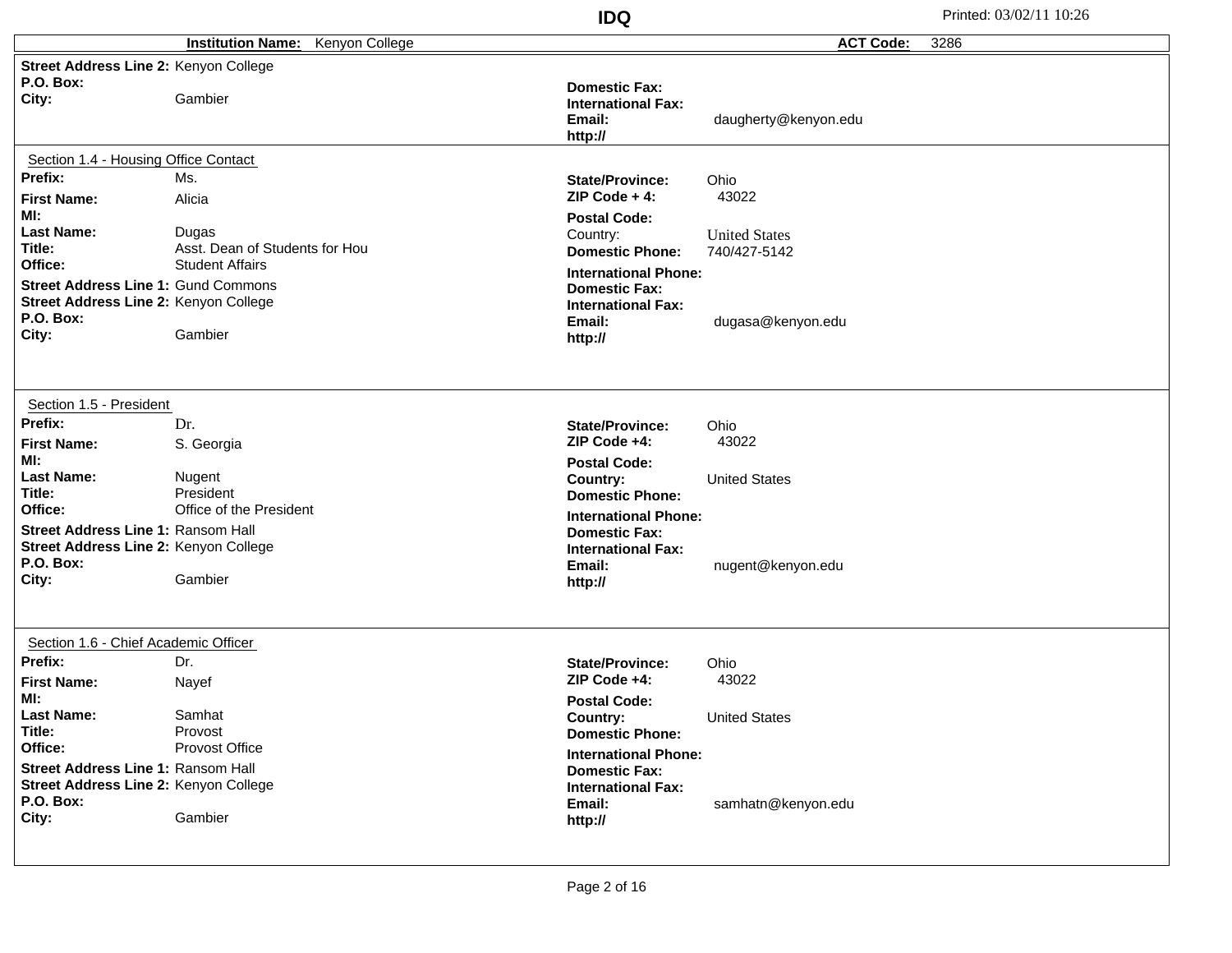**IDQ**

**Institution Name:** Kenyon College | **ACT Code:** 3286

**Street Address Line 2:** Kenyon College
**P.O. Box:**
**City:** Gambier

**Domestic Fax:**
**International Fax:**
**Email:** daugherty@kenyon.edu
**http://**

## Section 1.4 - Housing Office Contact

**Prefix:** Ms.
**First Name:** Alicia
**MI:**
**Last Name:** Dugas
**Title:** Asst. Dean of Students for Hou
**Office:** Student Affairs
**Street Address Line 1:** Gund Commons
**Street Address Line 2:** Kenyon College
**P.O. Box:**
**City:** Gambier

**State/Province:** Ohio
**ZIP Code + 4:** 43022
**Postal Code:**
Country: United States
**Domestic Phone:** 740/427-5142
**International Phone:**
**Domestic Fax:**
**International Fax:**
**Email:** dugasa@kenyon.edu
**http://**

## Section 1.5 - President

**Prefix:** Dr.
**First Name:** S. Georgia
**MI:**
**Last Name:** Nugent
**Title:** President
**Office:** Office of the President
**Street Address Line 1:** Ransom Hall
**Street Address Line 2:** Kenyon College
**P.O. Box:**
**City:** Gambier

**State/Province:** Ohio
**ZIP Code +4:** 43022
**Postal Code:**
**Country:** United States
**Domestic Phone:**
**International Phone:**
**Domestic Fax:**
**International Fax:**
**Email:** nugent@kenyon.edu
**http://**

## Section 1.6 - Chief Academic Officer

**Prefix:** Dr.
**First Name:** Nayef
**MI:**
**Last Name:** Samhat
**Title:** Provost
**Office:** Provost Office
**Street Address Line 1:** Ransom Hall
**Street Address Line 2:** Kenyon College
**P.O. Box:**
**City:** Gambier

**State/Province:** Ohio
**ZIP Code +4:** 43022
**Postal Code:**
**Country:** United States
**Domestic Phone:**
**International Phone:**
**Domestic Fax:**
**International Fax:**
**Email:** samhatn@kenyon.edu
**http://**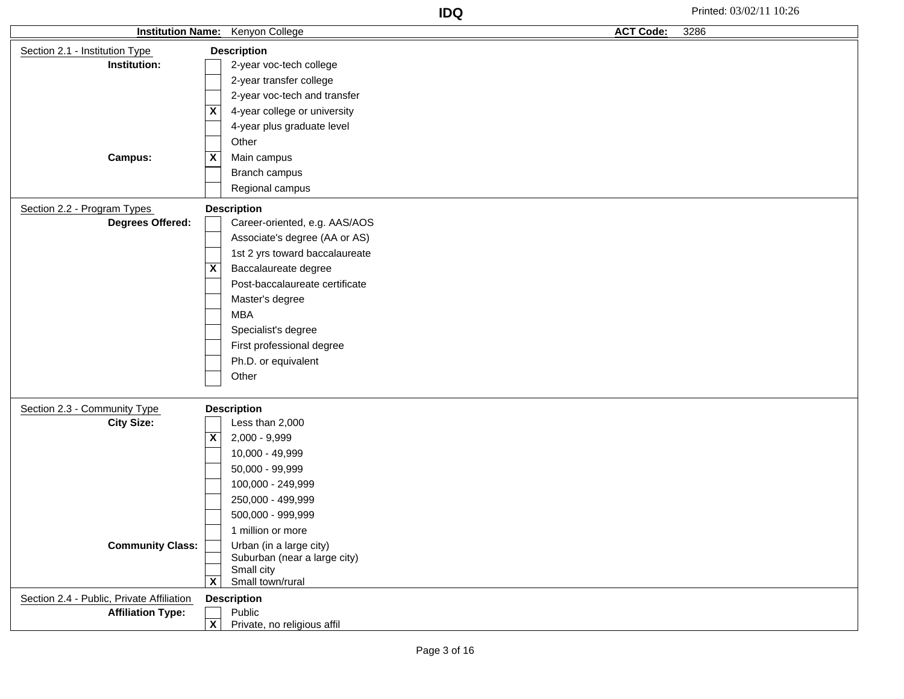**IDQ**

Printed: 03/02/11 10:26

**Institution Name:** Kenyon College **ACT Code:** 3286

## Section 2.1 - Institution Type

| | | Description |
|---|---|---|
| **Institution:** | | 2-year voc-tech college |
| | | 2-year transfer college |
| | | 2-year voc-tech and transfer |
| | X | 4-year college or university |
| | | 4-year plus graduate level |
| | | Other |
| **Campus:** | X | Main campus |
| | | Branch campus |
| | | Regional campus |

## Section 2.2 - Program Types

| | | Description |
|---|---|---|
| **Degrees Offered:** | | Career-oriented, e.g. AAS/AOS |
| | | Associate's degree (AA or AS) |
| | | 1st 2 yrs toward baccalaureate |
| | X | Baccalaureate degree |
| | | Post-baccalaureate certificate |
| | | Master's degree |
| | | MBA |
| | | Specialist's degree |
| | | First professional degree |
| | | Ph.D. or equivalent |
| | | Other |

## Section 2.3 - Community Type

| | | Description |
|---|---|---|
| **City Size:** | | Less than 2,000 |
| | X | 2,000 - 9,999 |
| | | 10,000 - 49,999 |
| | | 50,000 - 99,999 |
| | | 100,000 - 249,999 |
| | | 250,000 - 499,999 |
| | | 500,000 - 999,999 |
| | | 1 million or more |
| **Community Class:** | | Urban (in a large city) |
| | | Suburban (near a large city) |
| | | Small city |
| | X | Small town/rural |

## Section 2.4 - Public, Private Affiliation

| | | Description |
|---|---|---|
| **Affiliation Type:** | | Public |
| | X | Private, no religious affil |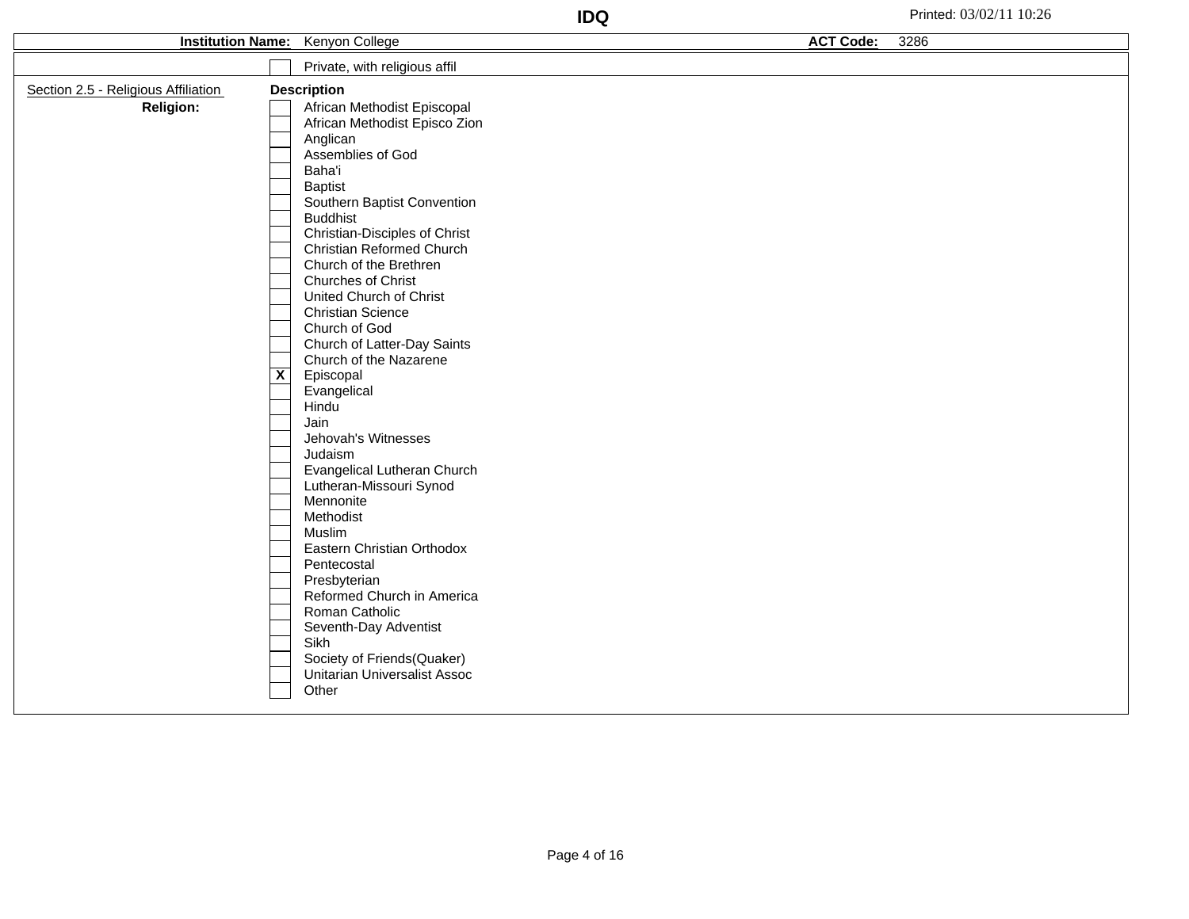# IDQ

| | | | |
|---|---|---|---|
| **Institution Name:** | Kenyon College | **ACT Code:** | 3286 |

☐ Private, with religious affil

**Section 2.5 - Religious Affiliation**

**Religion:**

**Description**

- [ ] African Methodist Episcopal
- [ ] African Methodist Episco Zion
- [ ] Anglican
- [ ] Assemblies of God
- [ ] Baha'i
- [ ] Baptist
- [ ] Southern Baptist Convention
- [ ] Buddhist
- [ ] Christian-Disciples of Christ
- [ ] Christian Reformed Church
- [ ] Church of the Brethren
- [ ] Churches of Christ
- [ ] United Church of Christ
- [ ] Christian Science
- [ ] Church of God
- [ ] Church of Latter-Day Saints
- [ ] Church of the Nazarene
- [x] Episcopal
- [ ] Evangelical
- [ ] Hindu
- [ ] Jain
- [ ] Jehovah's Witnesses
- [ ] Judaism
- [ ] Evangelical Lutheran Church
- [ ] Lutheran-Missouri Synod
- [ ] Mennonite
- [ ] Methodist
- [ ] Muslim
- [ ] Eastern Christian Orthodox
- [ ] Pentecostal
- [ ] Presbyterian
- [ ] Reformed Church in America
- [ ] Roman Catholic
- [ ] Seventh-Day Adventist
- [ ] Sikh
- [ ] Society of Friends(Quaker)
- [ ] Unitarian Universalist Assoc
- [ ] Other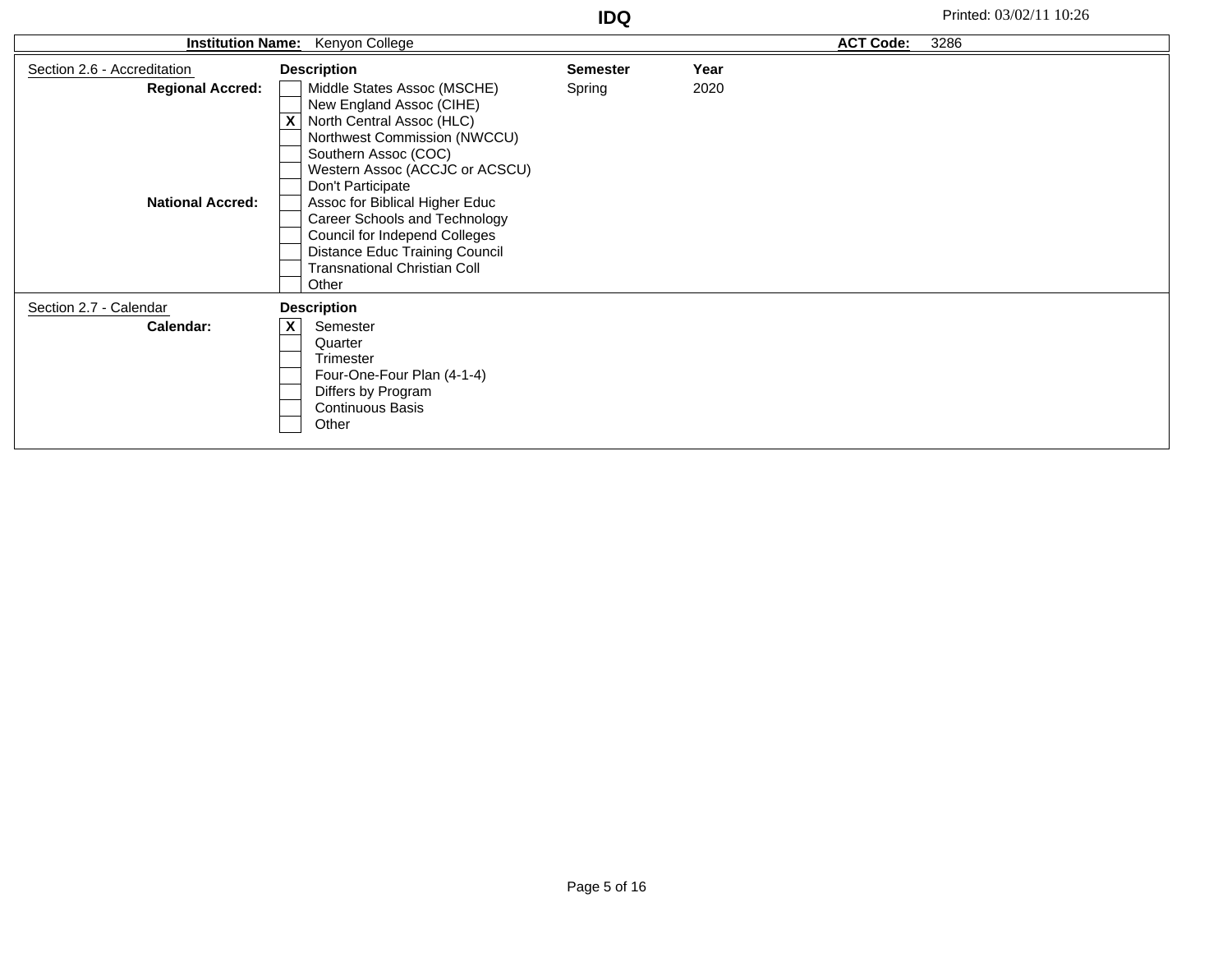**IDQ**

| **Institution Name:** Kenyon College | **ACT Code:** 3286 |
|---|---|

**Section 2.6 - Accreditation**

| | | Description | Semester | Year |
|---|---|---|---|---|
| **Regional Accred:** | [ ] | Middle States Assoc (MSCHE) | Spring | 2020 |
| | [ ] | New England Assoc (CIHE) | | |
| | [X] | North Central Assoc (HLC) | | |
| | [ ] | Northwest Commission (NWCCU) | | |
| | [ ] | Southern Assoc (COC) | | |
| | [ ] | Western Assoc (ACCJC or ACSCU) | | |
| | [ ] | Don't Participate | | |
| **National Accred:** | [ ] | Assoc for Biblical Higher Educ | | |
| | [ ] | Career Schools and Technology | | |
| | [ ] | Council for Independ Colleges | | |
| | [ ] | Distance Educ Training Council | | |
| | [ ] | Transnational Christian Coll | | |
| | [ ] | Other | | |

**Section 2.7 - Calendar**

| | | Description |
|---|---|---|
| **Calendar:** | [X] | Semester |
| | [ ] | Quarter |
| | [ ] | Trimester |
| | [ ] | Four-One-Four Plan (4-1-4) |
| | [ ] | Differs by Program |
| | [ ] | Continuous Basis |
| | [ ] | Other |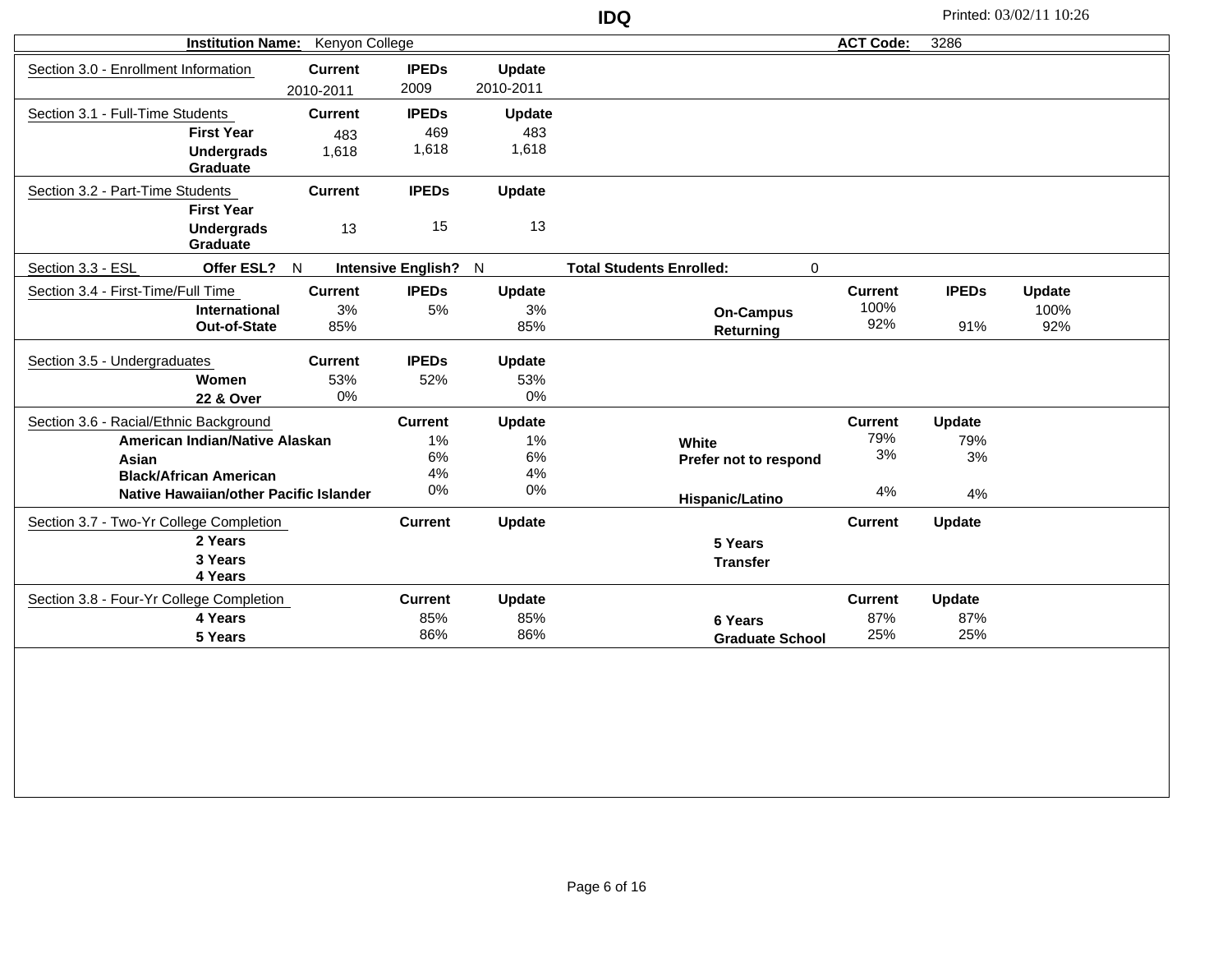# IDQ

**Institution Name:** Kenyon College **ACT Code:** 3286

## Section 3.0 - Enrollment Information

| | Current | IPEDs | Update |
|---|---|---|---|
| | 2010-2011 | 2009 | 2010-2011 |

## Section 3.1 - Full-Time Students

| | Current | IPEDs | Update |
|---|---|---|---|
| First Year | 483 | 469 | 483 |
| Undergrads | 1,618 | 1,618 | 1,618 |
| Graduate | | | |

## Section 3.2 - Part-Time Students

| | Current | IPEDs | Update |
|---|---|---|---|
| First Year | | | |
| Undergrads | 13 | 15 | 13 |
| Graduate | | | |

## Section 3.3 - ESL

**Offer ESL?** N **Intensive English?** N **Total Students Enrolled:** 0

## Section 3.4 - First-Time/Full Time

| | Current | IPEDs | Update |
|---|---|---|---|
| International | 3% | 5% | 3% |
| Out-of-State | 85% | | 85% |

| | Current | IPEDs | Update |
|---|---|---|---|
| On-Campus | 100% | | 100% |
| Returning | 92% | 91% | 92% |

## Section 3.5 - Undergraduates

| | Current | IPEDs | Update |
|---|---|---|---|
| Women | 53% | 52% | 53% |
| 22 & Over | 0% | | 0% |

## Section 3.6 - Racial/Ethnic Background

| | Current | Update |
|---|---|---|
| American Indian/Native Alaskan | 1% | 1% |
| Asian | 6% | 6% |
| Black/African American | 4% | 4% |
| Native Hawaiian/other Pacific Islander | 0% | 0% |

| | Current | Update |
|---|---|---|
| White | 79% | 79% |
| Prefer not to respond | 3% | 3% |
| Hispanic/Latino | 4% | 4% |

## Section 3.7 - Two-Yr College Completion

| | Current | Update |
|---|---|---|
| 2 Years | | |
| 3 Years | | |
| 4 Years | | |

| | Current | Update |
|---|---|---|
| 5 Years | | |
| Transfer | | |

## Section 3.8 - Four-Yr College Completion

| | Current | Update |
|---|---|---|
| 4 Years | 85% | 85% |
| 5 Years | 86% | 86% |

| | Current | Update |
|---|---|---|
| 6 Years | 87% | 87% |
| Graduate School | 25% | 25% |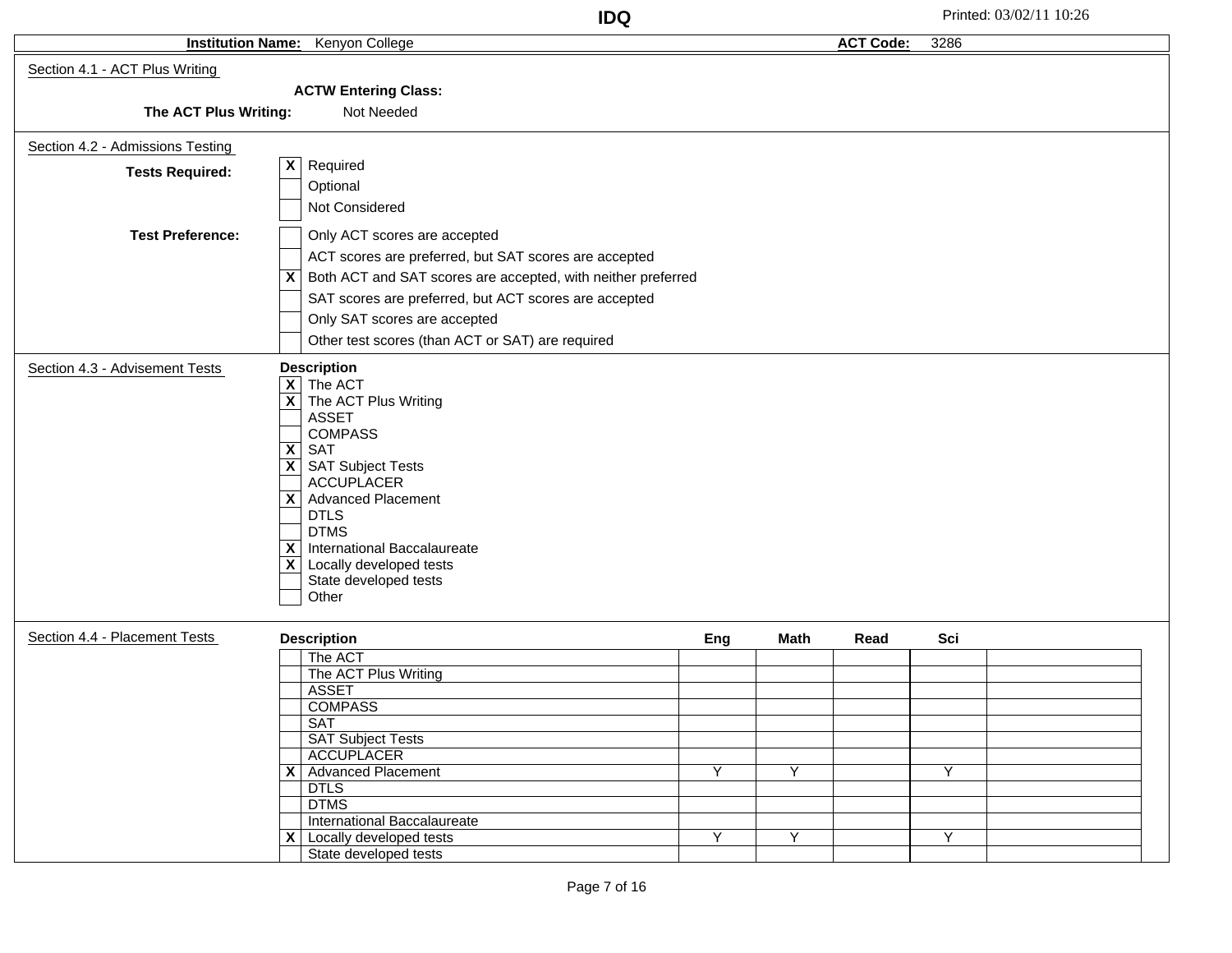**IDQ**

**Institution Name:** Kenyon College **ACT Code:** 3286

## Section 4.1 - ACT Plus Writing

**ACTW Entering Class:**

**The ACT Plus Writing:** Not Needed

## Section 4.2 - Admissions Testing

**Tests Required:**

- [X] Required
- [ ] Optional
- [ ] Not Considered

**Test Preference:**

- [ ] Only ACT scores are accepted
- [ ] ACT scores are preferred, but SAT scores are accepted
- [X] Both ACT and SAT scores are accepted, with neither preferred
- [ ] SAT scores are preferred, but ACT scores are accepted
- [ ] Only SAT scores are accepted
- [ ] Other test scores (than ACT or SAT) are required

## Section 4.3 - Advisement Tests

**Description**

- [X] The ACT
- [X] The ACT Plus Writing
- [ ] ASSET
- [ ] COMPASS
- [X] SAT
- [X] SAT Subject Tests
- [ ] ACCUPLACER
- [X] Advanced Placement
- [ ] DTLS
- [ ] DTMS
- [X] International Baccalaureate
- [X] Locally developed tests
- [ ] State developed tests
- [ ] Other

## Section 4.4 - Placement Tests

| | Description | Eng | Math | Read | Sci | |
|---|---|---|---|---|---|---|
| | The ACT | | | | | |
| | The ACT Plus Writing | | | | | |
| | ASSET | | | | | |
| | COMPASS | | | | | |
| | SAT | | | | | |
| | SAT Subject Tests | | | | | |
| | ACCUPLACER | | | | | |
| X | Advanced Placement | Y | Y | | Y | |
| | DTLS | | | | | |
| | DTMS | | | | | |
| | International Baccalaureate | | | | | |
| X | Locally developed tests | Y | Y | | Y | |
| | State developed tests | | | | | |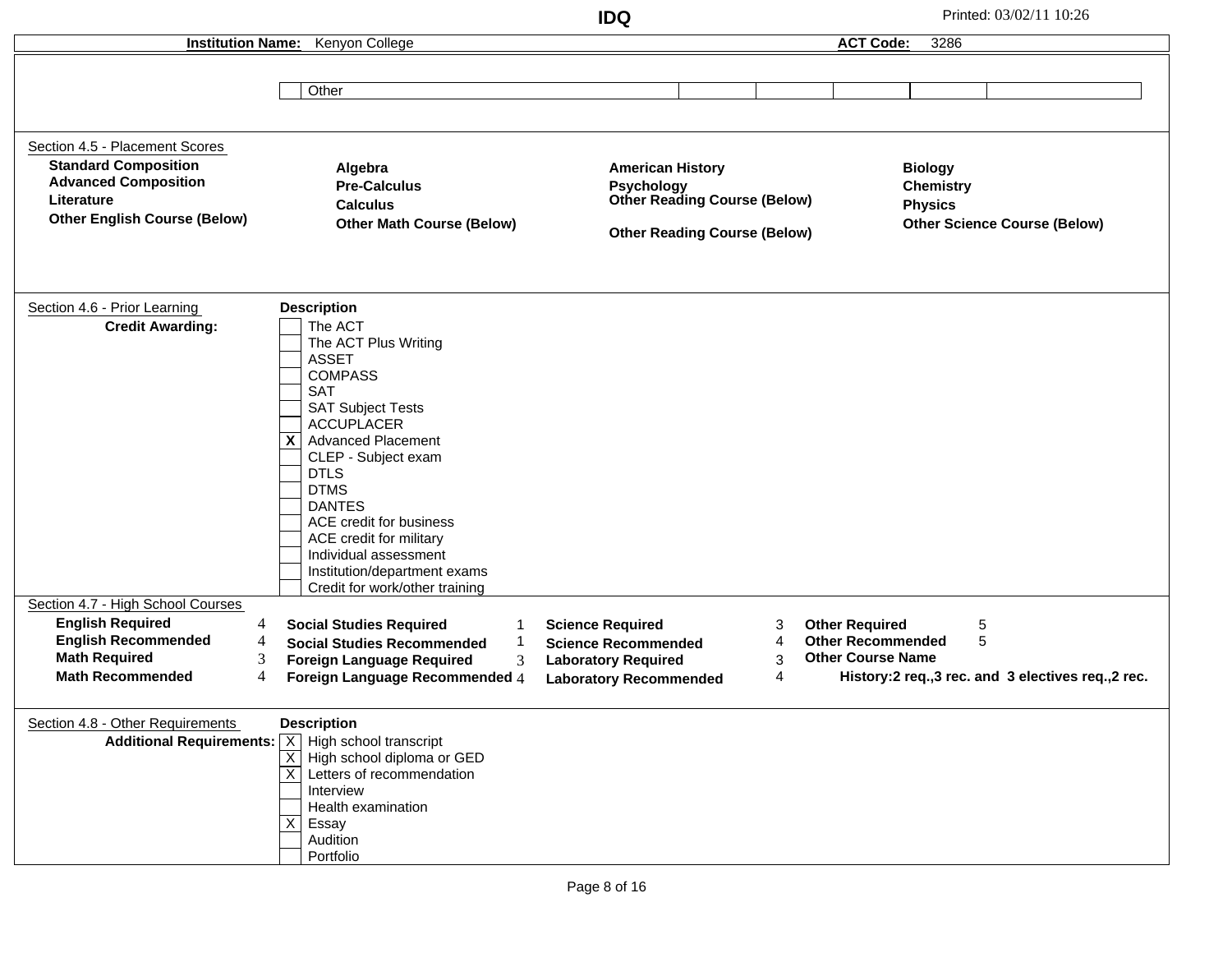**Institution Name:** Kenyon College **ACT Code:** 3286

| | Other | | | | | |
|---|---|---|---|---|---|---|

### Section 4.5 - Placement Scores

| | | | |
|---|---|---|---|
| **Standard Composition** | **Algebra** | **American History** | **Biology** |
| **Advanced Composition** | **Pre-Calculus** | **Psychology** | **Chemistry** |
| **Literature** | **Calculus** | **Other Reading Course (Below)** | **Physics** |
| **Other English Course (Below)** | **Other Math Course (Below)** | **Other Reading Course (Below)** | **Other Science Course (Below)** |

### Section 4.6 - Prior Learning

**Credit Awarding:**

**Description**

- [ ] The ACT
- [ ] The ACT Plus Writing
- [ ] ASSET
- [ ] COMPASS
- [ ] SAT
- [ ] SAT Subject Tests
- [ ] ACCUPLACER
- [x] Advanced Placement
- [ ] CLEP - Subject exam
- [ ] DTLS
- [ ] DTMS
- [ ] DANTES
- [ ] ACE credit for business
- [ ] ACE credit for military
- [ ] Individual assessment
- [ ] Institution/department exams
- [ ] Credit for work/other training

### Section 4.7 - High School Courses

| | | | | | | | |
|---|---|---|---|---|---|---|---|
| **English Required** | 4 | **Social Studies Required** | 1 | **Science Required** | 3 | **Other Required** | 5 |
| **English Recommended** | 4 | **Social Studies Recommended** | 1 | **Science Recommended** | 4 | **Other Recommended** | 5 |
| **Math Required** | 3 | **Foreign Language Required** | 3 | **Laboratory Required** | 3 | **Other Course Name** | |
| **Math Recommended** | 4 | **Foreign Language Recommended** | 4 | **Laboratory Recommended** | 4 | **History:2 req.,3 rec. and 3 electives req.,2 rec.** | |

### Section 4.8 - Other Requirements

**Additional Requirements:**

**Description**

- [x] High school transcript
- [x] High school diploma or GED
- [x] Letters of recommendation
- [ ] Interview
- [ ] Health examination
- [x] Essay
- [ ] Audition
- [ ] Portfolio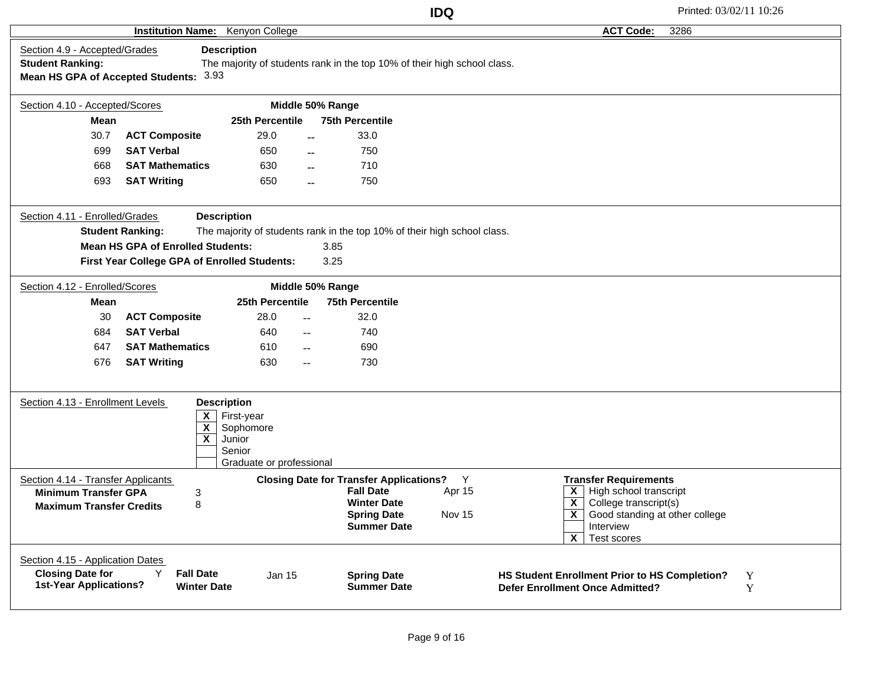**IDQ**

**Institution Name:** Kenyon College **ACT Code:** 3286

## Section 4.9 - Accepted/Grades

**Description**

**Student Ranking:** The majority of students rank in the top 10% of their high school class.

**Mean HS GPA of Accepted Students:** 3.93

## Section 4.10 - Accepted/Scores

| Mean | | 25th Percentile | | 75th Percentile |
|---|---|---|---|---|
| | | Middle 50% Range | | |
| 30.7 | **ACT Composite** | 29.0 | -- | 33.0 |
| 699 | **SAT Verbal** | 650 | -- | 750 |
| 668 | **SAT Mathematics** | 630 | -- | 710 |
| 693 | **SAT Writing** | 650 | -- | 750 |

## Section 4.11 - Enrolled/Grades

**Description**

**Student Ranking:** The majority of students rank in the top 10% of their high school class.

**Mean HS GPA of Enrolled Students:** 3.85

**First Year College GPA of Enrolled Students:** 3.25

## Section 4.12 - Enrolled/Scores

| Mean | | 25th Percentile | | 75th Percentile |
|---|---|---|---|---|
| | | Middle 50% Range | | |
| 30 | **ACT Composite** | 28.0 | -- | 32.0 |
| 684 | **SAT Verbal** | 640 | -- | 740 |
| 647 | **SAT Mathematics** | 610 | -- | 690 |
| 676 | **SAT Writing** | 630 | -- | 730 |

## Section 4.13 - Enrollment Levels

**Description**

- [X] First-year
- [X] Sophomore
- [X] Junior
- [ ] Senior
- [ ] Graduate or professional

## Section 4.14 - Transfer Applicants

**Minimum Transfer GPA:** 3

**Maximum Transfer Credits:** 8

**Closing Date for Transfer Applications?** Y

| | |
|---|---|
| **Fall Date** | Apr 15 |
| **Winter Date** | |
| **Spring Date** | Nov 15 |
| **Summer Date** | |

**Transfer Requirements**

- [X] High school transcript
- [X] College transcript(s)
- [X] Good standing at other college
- [ ] Interview
- [X] Test scores

## Section 4.15 - Application Dates

**Closing Date for 1st-Year Applications?** Y

| | | | |
|---|---|---|---|
| **Fall Date** | Jan 15 | **Spring Date** | |
| **Winter Date** | | **Summer Date** | |

**HS Student Enrollment Prior to HS Completion?** Y

**Defer Enrollment Once Admitted?** Y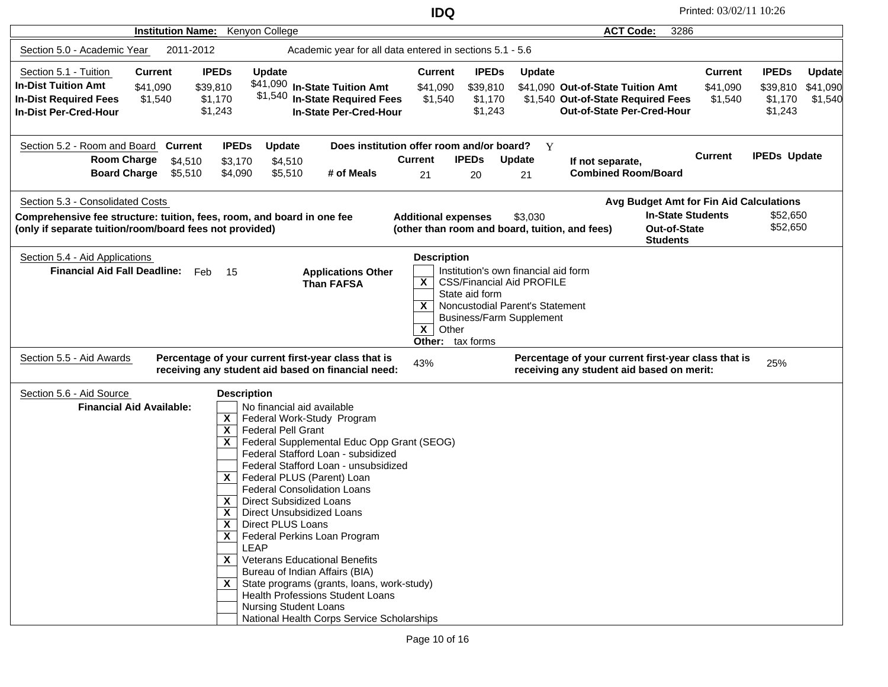# IDQ

**Institution Name:** Kenyon College **ACT Code:** 3286

## Section 5.0 - Academic Year

2011-2012 — Academic year for all data entered in sections 5.1 - 5.6

## Section 5.1 - Tuition

| | Current | IPEDs | Update |
|---|---|---|---|
| **In-Dist Tuition Amt** | $41,090 | $39,810 | $41,090 |
| **In-Dist Required Fees** | $1,540 | $1,170 | $1,540 |
| **In-Dist Per-Cred-Hour** | | $1,243 | |
| **In-State Tuition Amt** | $41,090 | $39,810 | $41,090 |
| **In-State Required Fees** | $1,540 | $1,170 | $1,540 |
| **In-State Per-Cred-Hour** | | $1,243 | |
| **Out-of-State Tuition Amt** | $41,090 | $39,810 | $41,090 |
| **Out-of-State Required Fees** | $1,540 | $1,170 | $1,540 |
| **Out-of-State Per-Cred-Hour** | | $1,243 | |

## Section 5.2 - Room and Board

**Does institution offer room and/or board?** Y

| | Current | IPEDs | Update |
|---|---|---|---|
| **Room Charge** | $4,510 | $3,170 | $4,510 |
| **Board Charge** | $5,510 | $4,090 | $5,510 |
| **# of Meals** | 21 | 20 | 21 |
| **If not separate, Combined Room/Board** | | | |

## Section 5.3 - Consolidated Costs

**Comprehensive fee structure: tuition, fees, room, and board in one fee (only if separate tuition/room/board fees not provided)**

**Additional expenses (other than room and board, tuition, and fees)** $3,030

**Avg Budget Amt for Fin Aid Calculations**

| | |
|---|---|
| **In-State Students** | $52,650 |
| **Out-of-State Students** | $52,650 |

## Section 5.4 - Aid Applications

**Financial Aid Fall Deadline:** Feb 15

**Applications Other Than FAFSA**

**Description**

- [ ] Institution's own financial aid form
- [X] CSS/Financial Aid PROFILE
- [ ] State aid form
- [X] Noncustodial Parent's Statement
- [ ] Business/Farm Supplement
- [X] Other

**Other:** tax forms

## Section 5.5 - Aid Awards

**Percentage of your current first-year class that is receiving any student aid based on financial need:** 43%

**Percentage of your current first-year class that is receiving any student aid based on merit:** 25%

## Section 5.6 - Aid Source

**Financial Aid Available:**

**Description**

- [ ] No financial aid available
- [X] Federal Work-Study Program
- [X] Federal Pell Grant
- [X] Federal Supplemental Educ Opp Grant (SEOG)
- [ ] Federal Stafford Loan - subsidized
- [ ] Federal Stafford Loan - unsubsidized
- [X] Federal PLUS (Parent) Loan
- [ ] Federal Consolidation Loans
- [X] Direct Subsidized Loans
- [X] Direct Unsubsidized Loans
- [X] Direct PLUS Loans
- [X] Federal Perkins Loan Program
- [ ] LEAP
- [X] Veterans Educational Benefits
- [ ] Bureau of Indian Affairs (BIA)
- [X] State programs (grants, loans, work-study)
- [ ] Health Professions Student Loans
- [ ] Nursing Student Loans
- [ ] National Health Corps Service Scholarships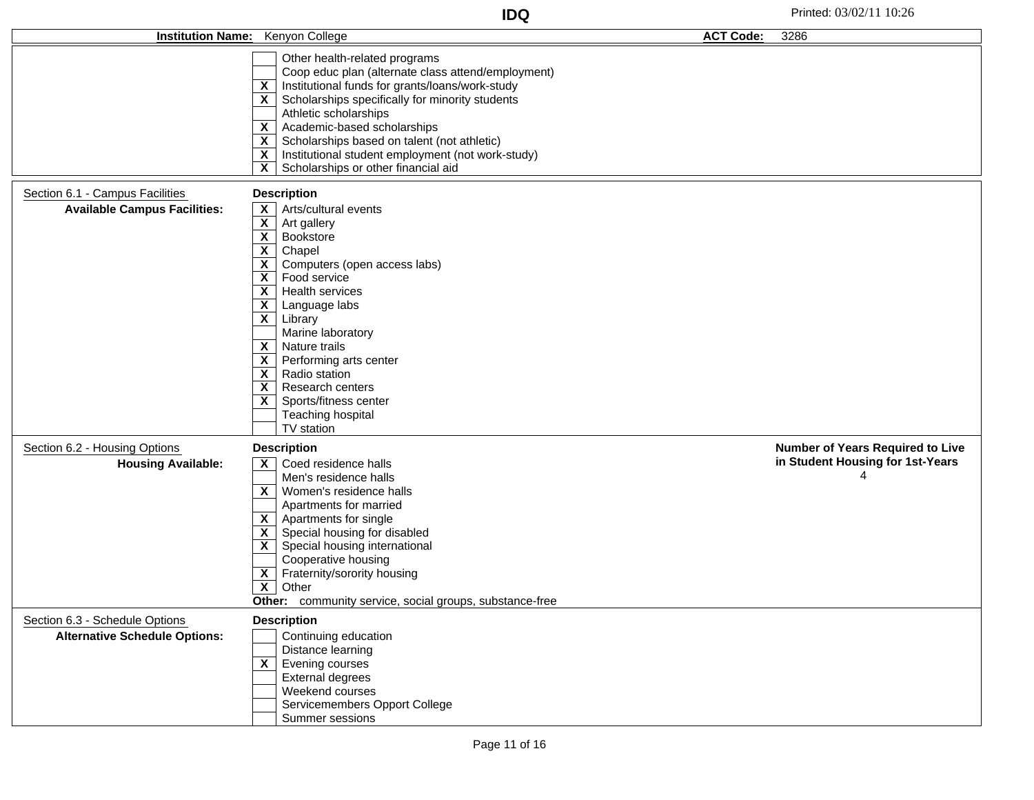**IDQ**

**Institution Name:** Kenyon College **ACT Code:** 3286

| | |
|---|---|
| | Other health-related programs |
| | Coop educ plan (alternate class attend/employment) |
| X | Institutional funds for grants/loans/work-study |
| X | Scholarships specifically for minority students |
| | Athletic scholarships |
| X | Academic-based scholarships |
| X | Scholarships based on talent (not athletic) |
| X | Institutional student employment (not work-study) |
| X | Scholarships or other financial aid |

## Section 6.1 - Campus Facilities

**Available Campus Facilities:**

| | Description |
|---|---|
| X | Arts/cultural events |
| X | Art gallery |
| X | Bookstore |
| X | Chapel |
| X | Computers (open access labs) |
| X | Food service |
| X | Health services |
| X | Language labs |
| X | Library |
| | Marine laboratory |
| X | Nature trails |
| X | Performing arts center |
| X | Radio station |
| X | Research centers |
| X | Sports/fitness center |
| | Teaching hospital |
| | TV station |

## Section 6.2 - Housing Options

**Housing Available:**

| | Description |
|---|---|
| X | Coed residence halls |
| | Men's residence halls |
| X | Women's residence halls |
| | Apartments for married |
| X | Apartments for single |
| X | Special housing for disabled |
| X | Special housing international |
| | Cooperative housing |
| X | Fraternity/sorority housing |
| X | Other |

**Other:** community service, social groups, substance-free

**Number of Years Required to Live in Student Housing for 1st-Years:** 4

## Section 6.3 - Schedule Options

**Alternative Schedule Options:**

| | Description |
|---|---|
| | Continuing education |
| | Distance learning |
| X | Evening courses |
| | External degrees |
| | Weekend courses |
| | Servicemembers Opport College |
| | Summer sessions |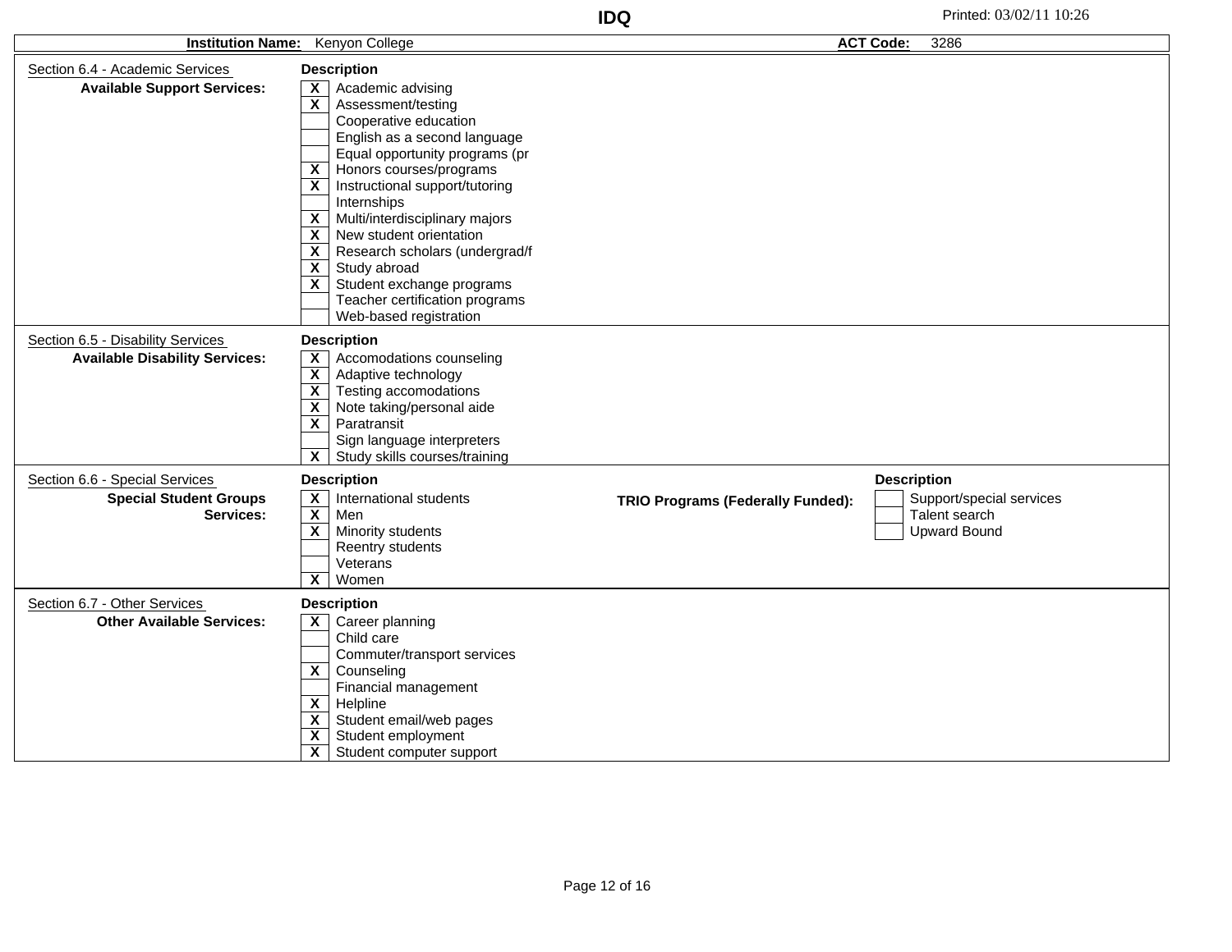**IDQ**

| **Institution Name:** | Kenyon College | **ACT Code:** | 3286 |
|---|---|---|---|

## Section 6.4 - Academic Services

**Available Support Services:**

| | Description |
|---|---|
| X | Academic advising |
| X | Assessment/testing |
| | Cooperative education |
| | English as a second language |
| | Equal opportunity programs (pr |
| X | Honors courses/programs |
| X | Instructional support/tutoring |
| | Internships |
| X | Multi/interdisciplinary majors |
| X | New student orientation |
| X | Research scholars (undergrad/f |
| X | Study abroad |
| X | Student exchange programs |
| | Teacher certification programs |
| | Web-based registration |

## Section 6.5 - Disability Services

**Available Disability Services:**

| | Description |
|---|---|
| X | Accomodations counseling |
| X | Adaptive technology |
| X | Testing accomodations |
| X | Note taking/personal aide |
| X | Paratransit |
| | Sign language interpreters |
| X | Study skills courses/training |

## Section 6.6 - Special Services

**Special Student Groups Services:**

| | Description |
|---|---|
| X | International students |
| X | Men |
| X | Minority students |
| | Reentry students |
| | Veterans |
| X | Women |

**TRIO Programs (Federally Funded):**

| | Description |
|---|---|
| | Support/special services |
| | Talent search |
| | Upward Bound |

## Section 6.7 - Other Services

**Other Available Services:**

| | Description |
|---|---|
| X | Career planning |
| | Child care |
| | Commuter/transport services |
| X | Counseling |
| | Financial management |
| X | Helpline |
| X | Student email/web pages |
| X | Student employment |
| X | Student computer support |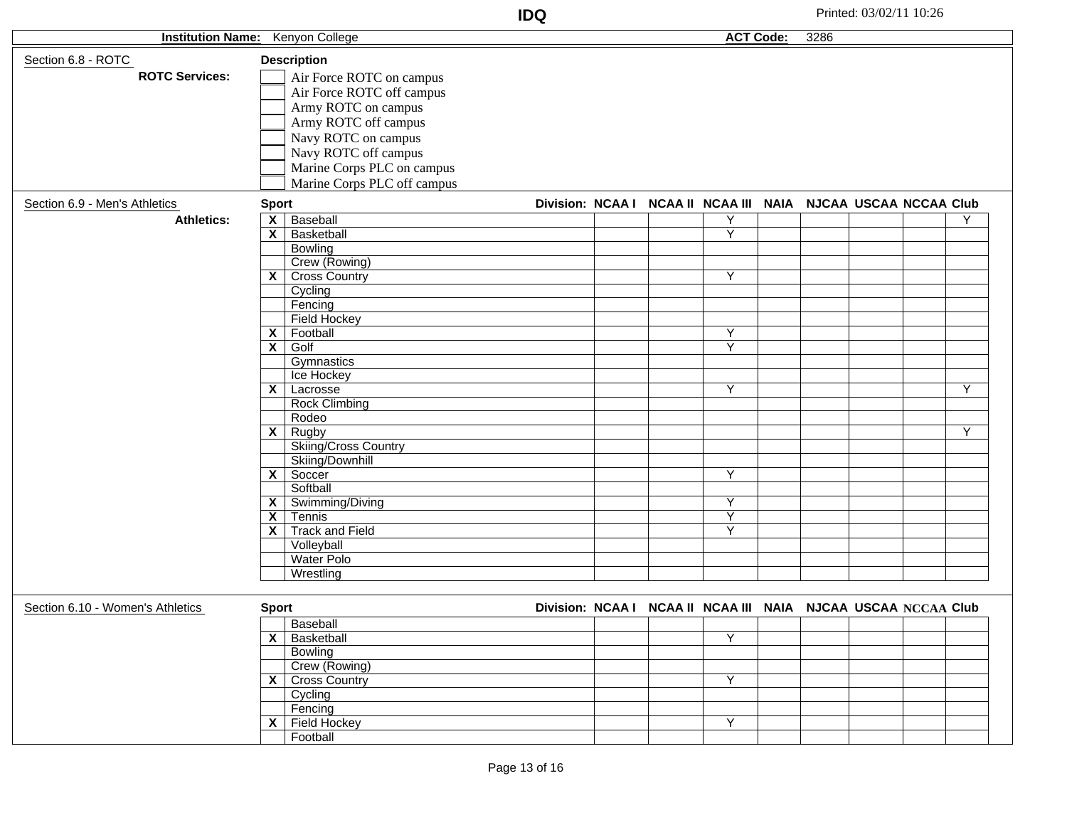**IDQ**

Printed: 03/02/11 10:26

**Institution Name:** Kenyon College **ACT Code:** 3286

## Section 6.8 - ROTC

**ROTC Services:**

**Description**

- [ ] Air Force ROTC on campus
- [ ] Air Force ROTC off campus
- [ ] Army ROTC on campus
- [ ] Army ROTC off campus
- [ ] Navy ROTC on campus
- [ ] Navy ROTC off campus
- [ ] Marine Corps PLC on campus
- [ ] Marine Corps PLC off campus

## Section 6.9 - Men's Athletics

**Athletics:**

| | Sport | NCAA I | NCAA II | NCAA III | NAIA | NJCAA | USCAA | NCCAA | Club |
|---|---|---|---|---|---|---|---|---|---|
| X | Baseball | | | Y | | | | | Y |
| X | Basketball | | | Y | | | | | |
| | Bowling | | | | | | | | |
| | Crew (Rowing) | | | | | | | | |
| X | Cross Country | | | Y | | | | | |
| | Cycling | | | | | | | | |
| | Fencing | | | | | | | | |
| | Field Hockey | | | | | | | | |
| X | Football | | | Y | | | | | |
| X | Golf | | | Y | | | | | |
| | Gymnastics | | | | | | | | |
| | Ice Hockey | | | | | | | | |
| X | Lacrosse | | | Y | | | | | Y |
| | Rock Climbing | | | | | | | | |
| | Rodeo | | | | | | | | |
| X | Rugby | | | | | | | | Y |
| | Skiing/Cross Country | | | | | | | | |
| | Skiing/Downhill | | | | | | | | |
| X | Soccer | | | Y | | | | | |
| | Softball | | | | | | | | |
| X | Swimming/Diving | | | Y | | | | | |
| X | Tennis | | | Y | | | | | |
| X | Track and Field | | | Y | | | | | |
| | Volleyball | | | | | | | | |
| | Water Polo | | | | | | | | |
| | Wrestling | | | | | | | | |

## Section 6.10 - Women's Athletics

| | Sport | NCAA I | NCAA II | NCAA III | NAIA | NJCAA | USCAA | NCCAA | Club |
|---|---|---|---|---|---|---|---|---|---|
| | Baseball | | | | | | | | |
| X | Basketball | | | Y | | | | | |
| | Bowling | | | | | | | | |
| | Crew (Rowing) | | | | | | | | |
| X | Cross Country | | | Y | | | | | |
| | Cycling | | | | | | | | |
| | Fencing | | | | | | | | |
| X | Field Hockey | | | Y | | | | | |
| | Football | | | | | | | | |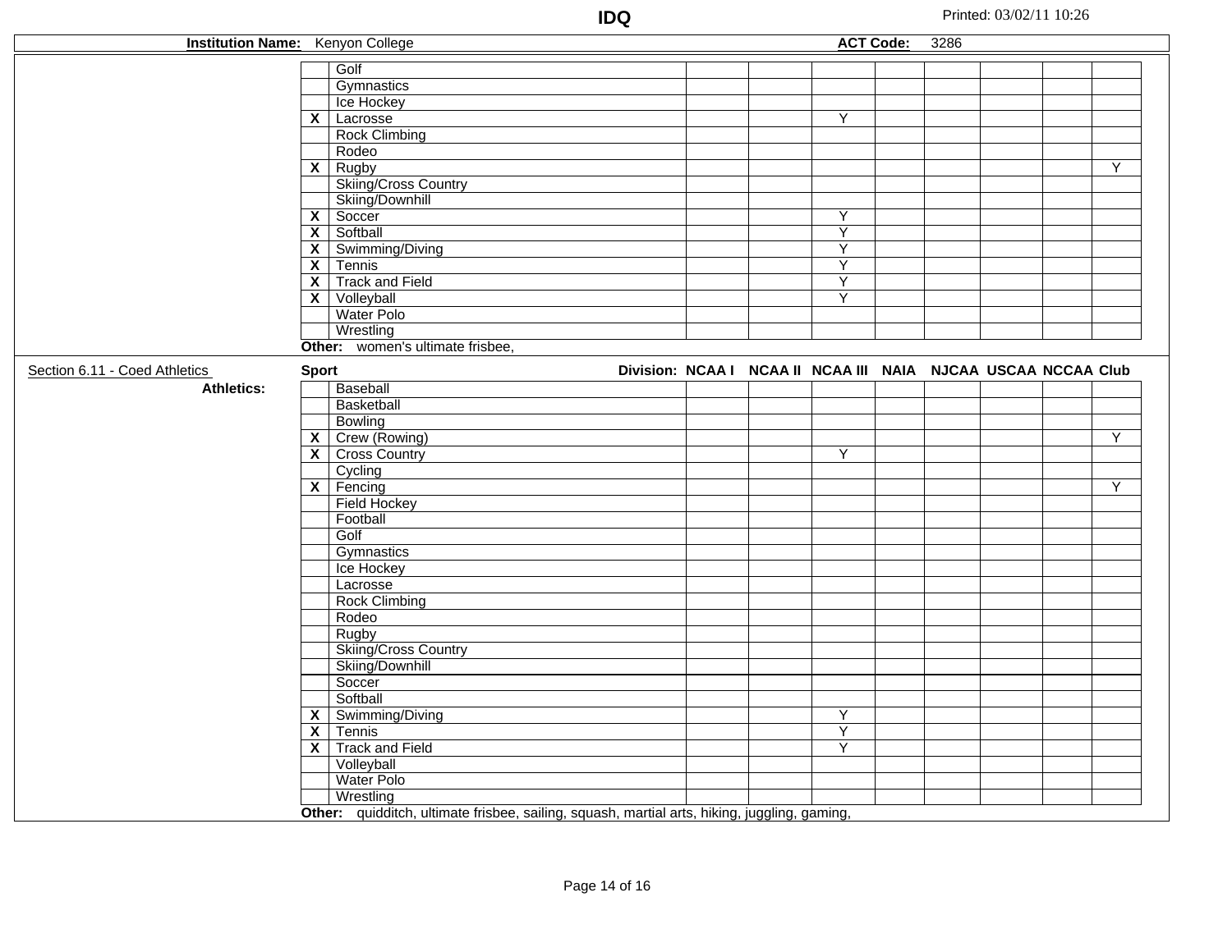**IDQ**

**Institution Name:** Kenyon College **ACT Code:** 3286

| | Sport | NCAA I | NCAA II | NCAA III | NAIA | NJCAA | USCAA | NCCAA | Club |
|---|---|---|---|---|---|---|---|---|---|
| | Golf | | | | | | | | |
| | Gymnastics | | | | | | | | |
| | Ice Hockey | | | | | | | | |
| X | Lacrosse | | | Y | | | | | |
| | Rock Climbing | | | | | | | | |
| | Rodeo | | | | | | | | |
| X | Rugby | | | | | | | | Y |
| | Skiing/Cross Country | | | | | | | | |
| | Skiing/Downhill | | | | | | | | |
| X | Soccer | | | Y | | | | | |
| X | Softball | | | Y | | | | | |
| X | Swimming/Diving | | | Y | | | | | |
| X | Tennis | | | Y | | | | | |
| X | Track and Field | | | Y | | | | | |
| X | Volleyball | | | Y | | | | | |
| | Water Polo | | | | | | | | |
| | Wrestling | | | | | | | | |

**Other:** women's ultimate frisbee,

Section 6.11 - Coed Athletics

**Athletics:**

| | Sport | NCAA I | NCAA II | NCAA III | NAIA | NJCAA | USCAA | NCCAA | Club |
|---|---|---|---|---|---|---|---|---|---|
| | Baseball | | | | | | | | |
| | Basketball | | | | | | | | |
| | Bowling | | | | | | | | |
| X | Crew (Rowing) | | | | | | | | Y |
| X | Cross Country | | | Y | | | | | |
| | Cycling | | | | | | | | |
| X | Fencing | | | | | | | | Y |
| | Field Hockey | | | | | | | | |
| | Football | | | | | | | | |
| | Golf | | | | | | | | |
| | Gymnastics | | | | | | | | |
| | Ice Hockey | | | | | | | | |
| | Lacrosse | | | | | | | | |
| | Rock Climbing | | | | | | | | |
| | Rodeo | | | | | | | | |
| | Rugby | | | | | | | | |
| | Skiing/Cross Country | | | | | | | | |
| | Skiing/Downhill | | | | | | | | |
| | Soccer | | | | | | | | |
| | Softball | | | | | | | | |
| X | Swimming/Diving | | | Y | | | | | |
| X | Tennis | | | Y | | | | | |
| X | Track and Field | | | Y | | | | | |
| | Volleyball | | | | | | | | |
| | Water Polo | | | | | | | | |
| | Wrestling | | | | | | | | |

**Other:** quidditch, ultimate frisbee, sailing, squash, martial arts, hiking, juggling, gaming,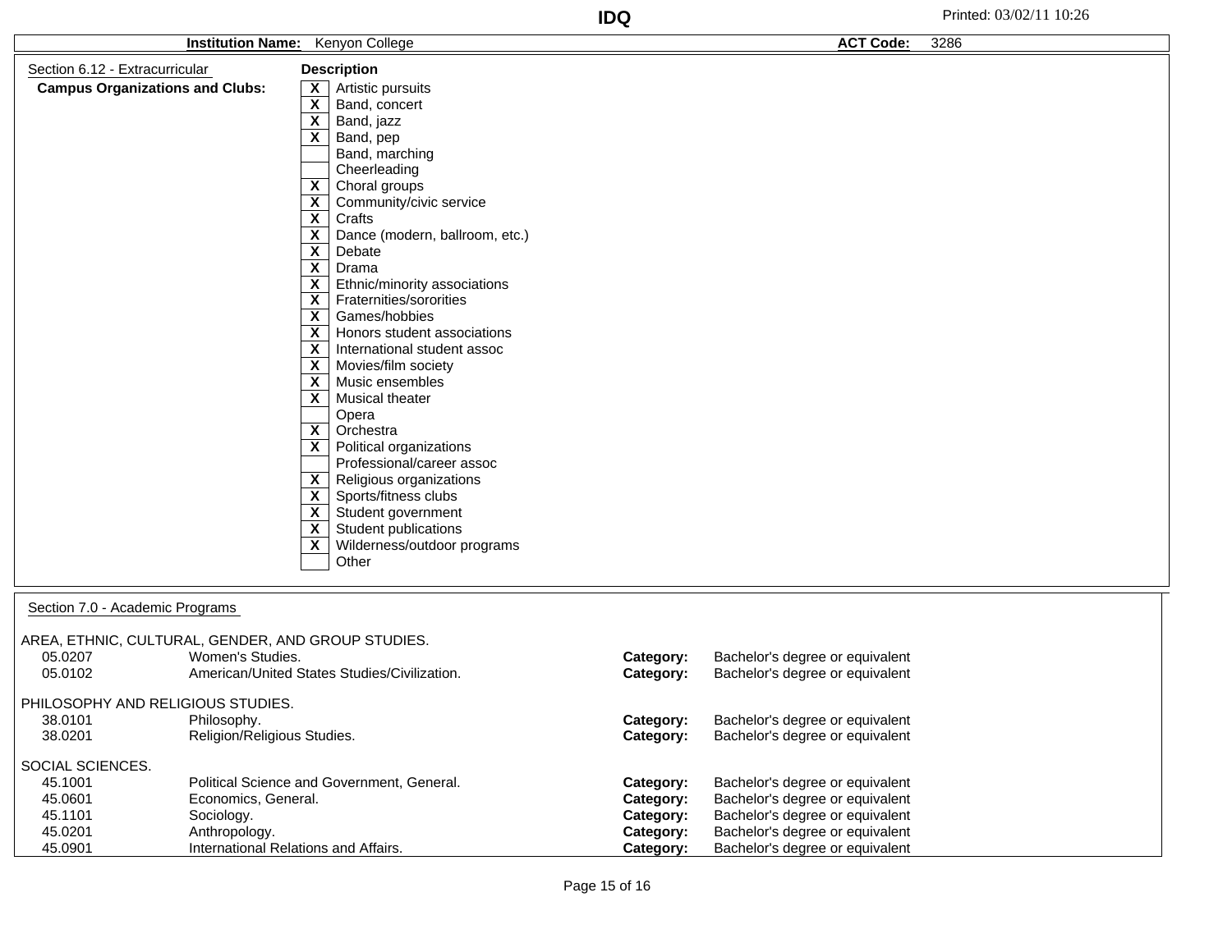**Institution Name:** Kenyon College **ACT Code:** 3286

## Section 6.12 - Extracurricular

**Campus Organizations and Clubs:**

| | Description |
|---|---|
| X | Artistic pursuits |
| X | Band, concert |
| X | Band, jazz |
| X | Band, pep |
| | Band, marching |
| | Cheerleading |
| X | Choral groups |
| X | Community/civic service |
| X | Crafts |
| X | Dance (modern, ballroom, etc.) |
| X | Debate |
| X | Drama |
| X | Ethnic/minority associations |
| X | Fraternities/sororities |
| X | Games/hobbies |
| X | Honors student associations |
| X | International student assoc |
| X | Movies/film society |
| X | Music ensembles |
| X | Musical theater |
| | Opera |
| X | Orchestra |
| X | Political organizations |
| | Professional/career assoc |
| X | Religious organizations |
| X | Sports/fitness clubs |
| X | Student government |
| X | Student publications |
| X | Wilderness/outdoor programs |
| | Other |

## Section 7.0 - Academic Programs

AREA, ETHNIC, CULTURAL, GENDER, AND GROUP STUDIES.

| Code | Program | | Category |
|---|---|---|---|
| 05.0207 | Women's Studies. | **Category:** | Bachelor's degree or equivalent |
| 05.0102 | American/United States Studies/Civilization. | **Category:** | Bachelor's degree or equivalent |

PHILOSOPHY AND RELIGIOUS STUDIES.

| Code | Program | | Category |
|---|---|---|---|
| 38.0101 | Philosophy. | **Category:** | Bachelor's degree or equivalent |
| 38.0201 | Religion/Religious Studies. | **Category:** | Bachelor's degree or equivalent |

SOCIAL SCIENCES.

| Code | Program | | Category |
|---|---|---|---|
| 45.1001 | Political Science and Government, General. | **Category:** | Bachelor's degree or equivalent |
| 45.0601 | Economics, General. | **Category:** | Bachelor's degree or equivalent |
| 45.1101 | Sociology. | **Category:** | Bachelor's degree or equivalent |
| 45.0201 | Anthropology. | **Category:** | Bachelor's degree or equivalent |
| 45.0901 | International Relations and Affairs. | **Category:** | Bachelor's degree or equivalent |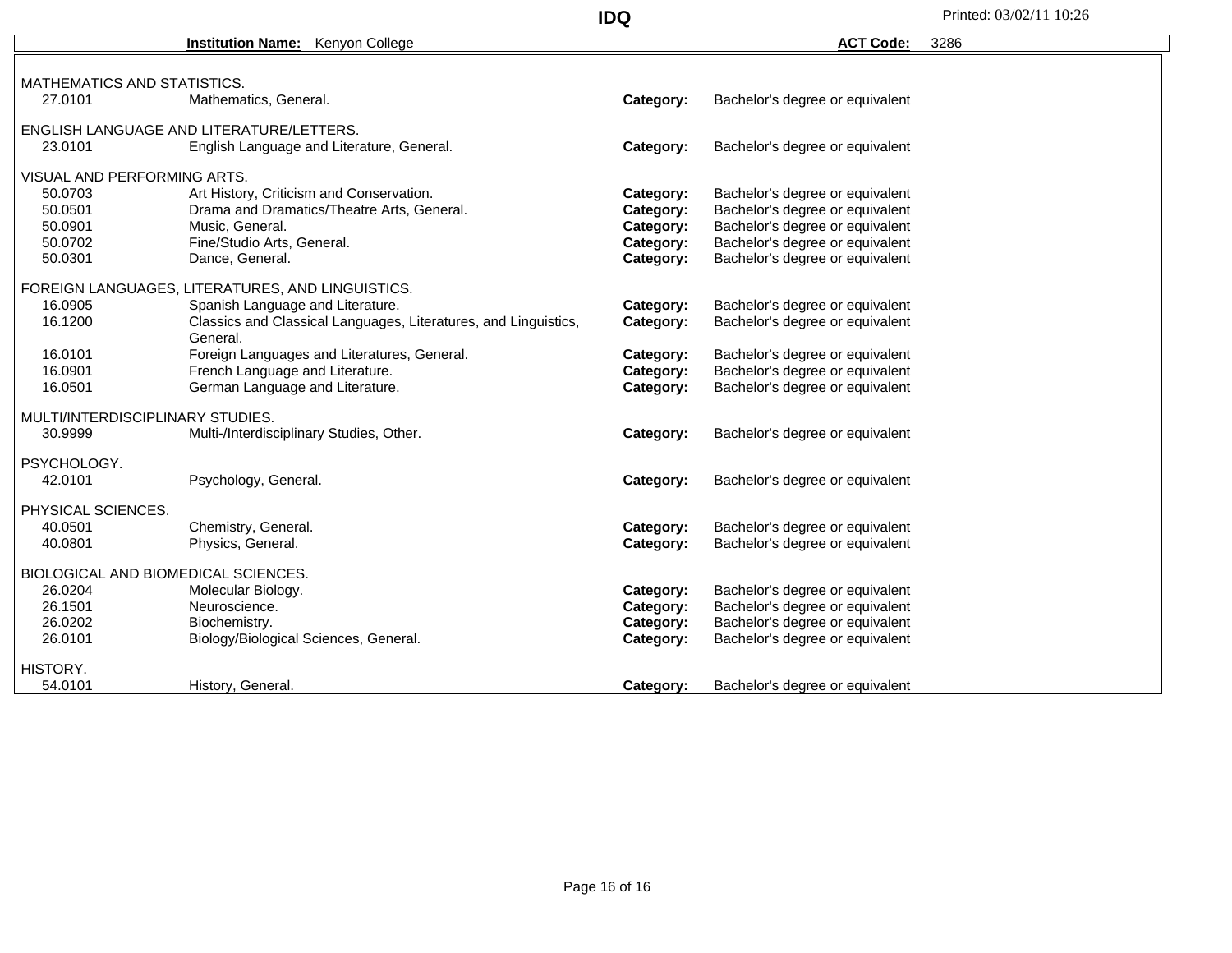**Institution Name:** Kenyon College **ACT Code:** 3286

| | | | |
|---|---|---|---|
| MATHEMATICS AND STATISTICS. | | | |
| 27.0101 | Mathematics, General. | **Category:** | Bachelor's degree or equivalent |
| ENGLISH LANGUAGE AND LITERATURE/LETTERS. | | | |
| 23.0101 | English Language and Literature, General. | **Category:** | Bachelor's degree or equivalent |
| VISUAL AND PERFORMING ARTS. | | | |
| 50.0703 | Art History, Criticism and Conservation. | **Category:** | Bachelor's degree or equivalent |
| 50.0501 | Drama and Dramatics/Theatre Arts, General. | **Category:** | Bachelor's degree or equivalent |
| 50.0901 | Music, General. | **Category:** | Bachelor's degree or equivalent |
| 50.0702 | Fine/Studio Arts, General. | **Category:** | Bachelor's degree or equivalent |
| 50.0301 | Dance, General. | **Category:** | Bachelor's degree or equivalent |
| FOREIGN LANGUAGES, LITERATURES, AND LINGUISTICS. | | | |
| 16.0905 | Spanish Language and Literature. | **Category:** | Bachelor's degree or equivalent |
| 16.1200 | Classics and Classical Languages, Literatures, and Linguistics, General. | **Category:** | Bachelor's degree or equivalent |
| 16.0101 | Foreign Languages and Literatures, General. | **Category:** | Bachelor's degree or equivalent |
| 16.0901 | French Language and Literature. | **Category:** | Bachelor's degree or equivalent |
| 16.0501 | German Language and Literature. | **Category:** | Bachelor's degree or equivalent |
| MULTI/INTERDISCIPLINARY STUDIES. | | | |
| 30.9999 | Multi-/Interdisciplinary Studies, Other. | **Category:** | Bachelor's degree or equivalent |
| PSYCHOLOGY. | | | |
| 42.0101 | Psychology, General. | **Category:** | Bachelor's degree or equivalent |
| PHYSICAL SCIENCES. | | | |
| 40.0501 | Chemistry, General. | **Category:** | Bachelor's degree or equivalent |
| 40.0801 | Physics, General. | **Category:** | Bachelor's degree or equivalent |
| BIOLOGICAL AND BIOMEDICAL SCIENCES. | | | |
| 26.0204 | Molecular Biology. | **Category:** | Bachelor's degree or equivalent |
| 26.1501 | Neuroscience. | **Category:** | Bachelor's degree or equivalent |
| 26.0202 | Biochemistry. | **Category:** | Bachelor's degree or equivalent |
| 26.0101 | Biology/Biological Sciences, General. | **Category:** | Bachelor's degree or equivalent |
| HISTORY. | | | |
| 54.0101 | History, General. | **Category:** | Bachelor's degree or equivalent |